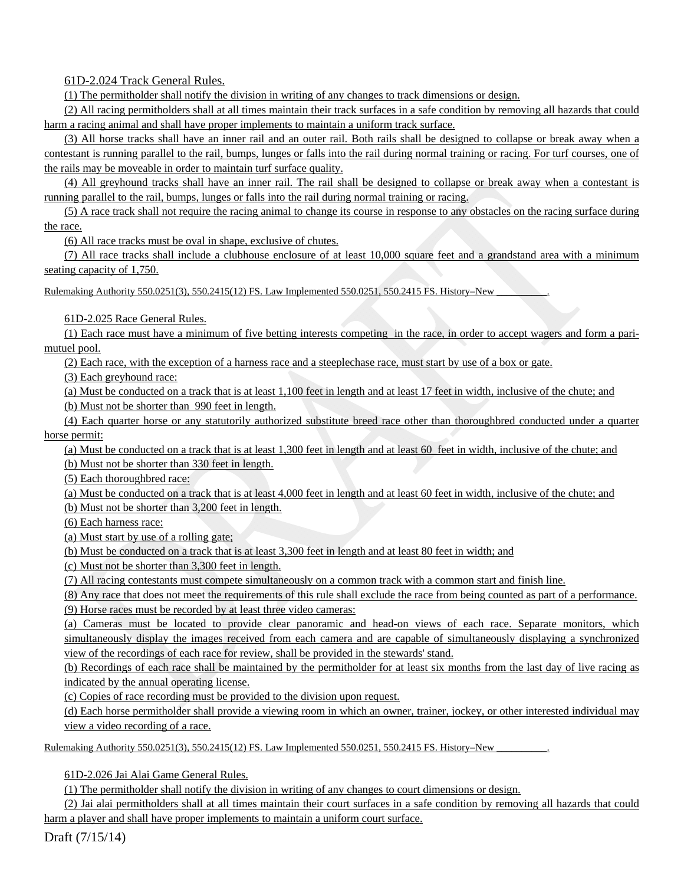61D-2.024 Track General Rules.

(1) The permitholder shall notify the division in writing of any changes to track dimensions or design.

(2) All racing permitholders shall at all times maintain their track surfaces in a safe condition by removing all hazards that could harm a racing animal and shall have proper implements to maintain a uniform track surface.

(3) All horse tracks shall have an inner rail and an outer rail. Both rails shall be designed to collapse or break away when a contestant is running parallel to the rail, bumps, lunges or falls into the rail during normal training or racing. For turf courses, one of the rails may be moveable in order to maintain turf surface quality.

(4) All greyhound tracks shall have an inner rail. The rail shall be designed to collapse or break away when a contestant is running parallel to the rail, bumps, lunges or falls into the rail during normal training or racing.

(5) A race track shall not require the racing animal to change its course in response to any obstacles on the racing surface during the race.

(6) All race tracks must be oval in shape, exclusive of chutes.

(7) All race tracks shall include a clubhouse enclosure of at least 10,000 square feet and a grandstand area with a minimum seating capacity of 1,750.

Rulemaking Authority 550.0251(3), 550.2415(12) FS. Law Implemented 550.0251, 550.2415 FS. History–New __________.

61D-2.025 Race General Rules.

(1) Each race must have a minimum of five betting interests competing in the race, in order to accept wagers and form a pari-mutuel pool.

(2) Each race, with the exception of a harness race and a steeplechase race, must start by use of a box or gate.

(3) Each greyhound race:

(a) Must be conducted on a track that is at least 1,100 feet in length and at least 17 feet in width, inclusive of the chute; and

(b) Must not be shorter than 990 feet in length.

(4) Each quarter horse or any statutorily authorized substitute breed race other than thoroughbred conducted under a quarter horse permit:

(a) Must be conducted on a track that is at least 1,300 feet in length and at least 60 feet in width, inclusive of the chute; and

(b) Must not be shorter than 330 feet in length.

(5) Each thoroughbred race:

(a) Must be conducted on a track that is at least 4,000 feet in length and at least 60 feet in width, inclusive of the chute; and

(b) Must not be shorter than 3,200 feet in length.

(6) Each harness race:

(a) Must start by use of a rolling gate;

(b) Must be conducted on a track that is at least 3,300 feet in length and at least 80 feet in width; and

(c) Must not be shorter than 3,300 feet in length.

(7) All racing contestants must compete simultaneously on a common track with a common start and finish line.

(8) Any race that does not meet the requirements of this rule shall exclude the race from being counted as part of a performance.

(9) Horse races must be recorded by at least three video cameras:

(a) Cameras must be located to provide clear panoramic and head-on views of each race. Separate monitors, which simultaneously display the images received from each camera and are capable of simultaneously displaying a synchronized view of the recordings of each race for review, shall be provided in the stewards' stand.

(b) Recordings of each race shall be maintained by the permitholder for at least six months from the last day of live racing as indicated by the annual operating license.

(c) Copies of race recording must be provided to the division upon request.

(d) Each horse permitholder shall provide a viewing room in which an owner, trainer, jockey, or other interested individual may view a video recording of a race.

Rulemaking Authority 550.0251(3), 550.2415(12) FS. Law Implemented 550.0251, 550.2415 FS. History–New __________.

61D-2.026 Jai Alai Game General Rules.

(1) The permitholder shall notify the division in writing of any changes to court dimensions or design.

(2) Jai alai permitholders shall at all times maintain their court surfaces in a safe condition by removing all hazards that could harm a player and shall have proper implements to maintain a uniform court surface.

Draft (7/15/14)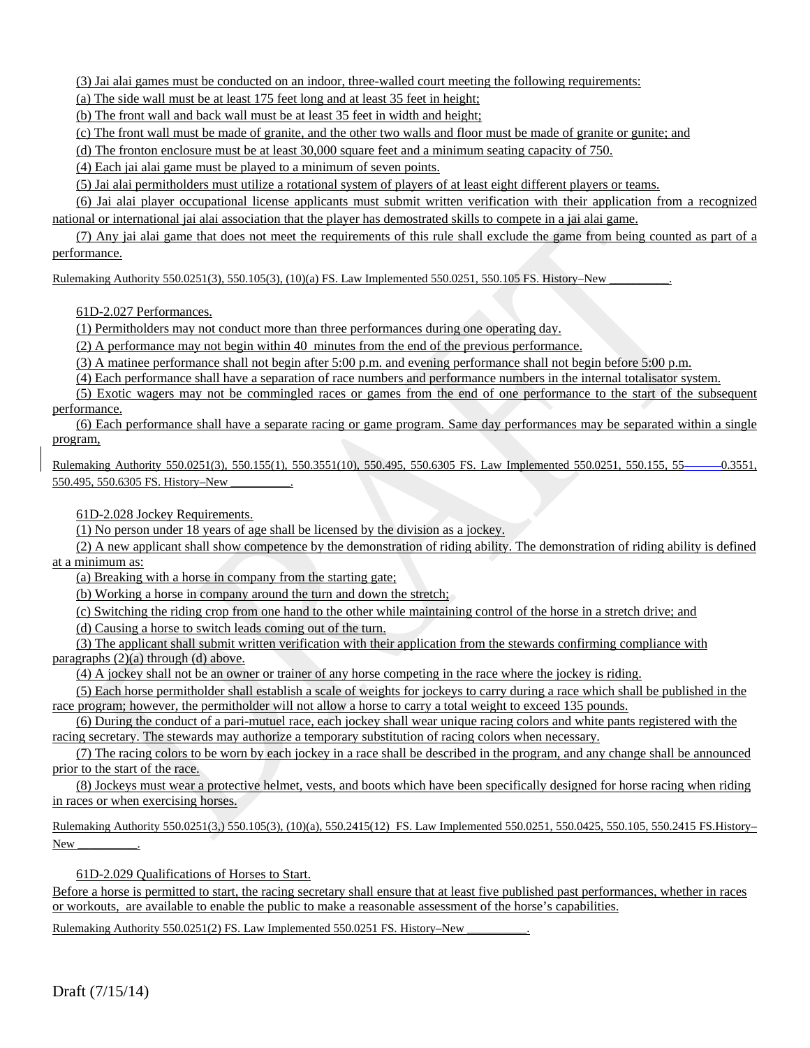(3) Jai alai games must be conducted on an indoor, three-walled court meeting the following requirements:

(a) The side wall must be at least 175 feet long and at least 35 feet in height;

(b) The front wall and back wall must be at least 35 feet in width and height;

(c) The front wall must be made of granite, and the other two walls and floor must be made of granite or gunite; and

(d) The fronton enclosure must be at least 30,000 square feet and a minimum seating capacity of 750.

(4) Each jai alai game must be played to a minimum of seven points.

(5) Jai alai permitholders must utilize a rotational system of players of at least eight different players or teams.

(6) Jai alai player occupational license applicants must submit written verification with their application from a recognized national or international jai alai association that the player has demostrated skills to compete in a jai alai game.

(7) Any jai alai game that does not meet the requirements of this rule shall exclude the game from being counted as part of a performance.

Rulemaking Authority 550.0251(3), 550.105(3), (10)(a) FS. Law Implemented 550.0251, 550.105 FS. History–New __________.

61D-2.027 Performances.

(1) Permitholders may not conduct more than three performances during one operating day.

(2) A performance may not begin within 40 minutes from the end of the previous performance.

(3) A matinee performance shall not begin after 5:00 p.m. and evening performance shall not begin before 5:00 p.m.

(4) Each performance shall have a separation of race numbers and performance numbers in the internal totalisator system.

(5) Exotic wagers may not be commingled races or games from the end of one performance to the start of the subsequent performance.

(6) Each performance shall have a separate racing or game program. Same day performances may be separated within a single program,

Rulemaking Authority 550.0251(3), 550.155(1), 550.3551(10), 550.495, 550.6305 FS. Law Implemented 550.0251, 550.155, 550.3551, 550.495, 550.6305 FS. History–New __________.

61D-2.028 Jockey Requirements.

(1) No person under 18 years of age shall be licensed by the division as a jockey.

(2) A new applicant shall show competence by the demonstration of riding ability. The demonstration of riding ability is defined at a minimum as:

(a) Breaking with a horse in company from the starting gate;

(b) Working a horse in company around the turn and down the stretch;

(c) Switching the riding crop from one hand to the other while maintaining control of the horse in a stretch drive; and

(d) Causing a horse to switch leads coming out of the turn.

(3) The applicant shall submit written verification with their application from the stewards confirming compliance with paragraphs (2)(a) through (d) above.

(4) A jockey shall not be an owner or trainer of any horse competing in the race where the jockey is riding.

(5) Each horse permitholder shall establish a scale of weights for jockeys to carry during a race which shall be published in the race program; however, the permitholder will not allow a horse to carry a total weight to exceed 135 pounds.

(6) During the conduct of a pari-mutuel race, each jockey shall wear unique racing colors and white pants registered with the racing secretary. The stewards may authorize a temporary substitution of racing colors when necessary.

(7) The racing colors to be worn by each jockey in a race shall be described in the program, and any change shall be announced prior to the start of the race.

(8) Jockeys must wear a protective helmet, vests, and boots which have been specifically designed for horse racing when riding in races or when exercising horses.

Rulemaking Authority 550.0251(3,) 550.105(3), (10)(a), 550.2415(12) FS. Law Implemented 550.0251, 550.0425, 550.105, 550.2415 FS.History–New __________.

61D-2.029 Qualifications of Horses to Start.

Before a horse is permitted to start, the racing secretary shall ensure that at least five published past performances, whether in races or workouts, are available to enable the public to make a reasonable assessment of the horse's capabilities.

Rulemaking Authority 550.0251(2) FS. Law Implemented 550.0251 FS. History–New __________.

Draft (7/15/14)